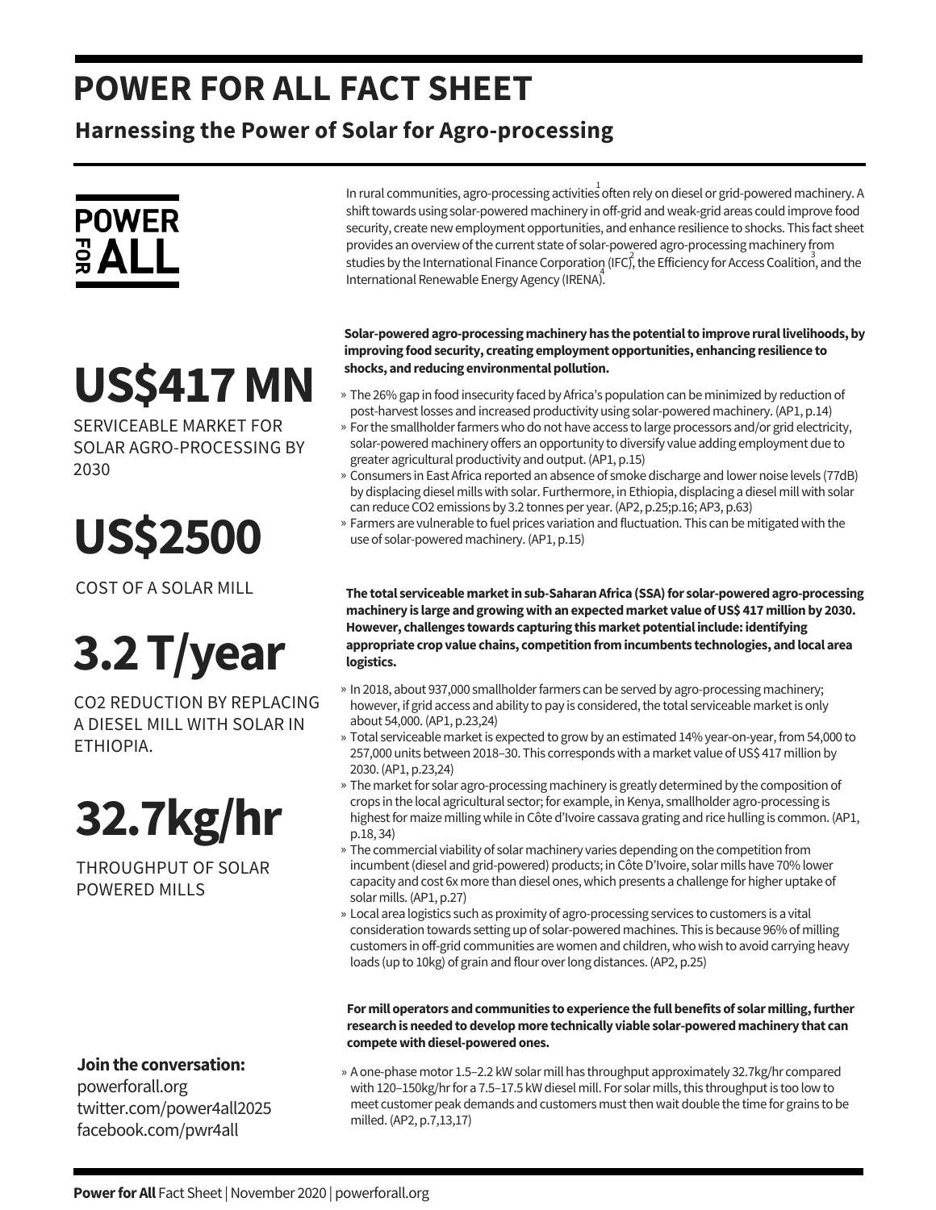# POWER FOR ALL FACT SHEET

## Harnessing the Power of Solar for Agro-processing

POWER FOR ALL

In rural communities, agro-processing activities[1] often rely on diesel or grid-powered machinery. A shift towards using solar-powered machinery in off-grid and weak-grid areas could improve food security, create new employment opportunities, and enhance resilience to shocks. This fact sheet provides an overview of the current state of solar-powered agro-processing machinery from studies by the International Finance Corporation (IFC)[2], the Efficiency for Access Coalition[3], and the International Renewable Energy Agency (IRENA)[4].

# US$417 MN

SERVICEABLE MARKET FOR SOLAR AGRO-PROCESSING BY 2030

# US$2500

COST OF A SOLAR MILL

# 3.2 T/year

$CO_2$ REDUCTION BY REPLACING A DIESEL MILL WITH SOLAR IN ETHIOPIA.

# 32.7kg/hr

THROUGHPUT OF SOLAR POWERED MILLS

**Solar-powered agro-processing machinery has the potential to improve rural livelihoods, by improving food security, creating employment opportunities, enhancing resilience to shocks, and reducing environmental pollution.**

- The 26% gap in food insecurity faced by Africa's population can be minimized by reduction of post-harvest losses and increased productivity using solar-powered machinery. (AP1, p.14)
- For the smallholder farmers who do not have access to large processors and/or grid electricity, solar-powered machinery offers an opportunity to diversify value adding employment due to greater agricultural productivity and output. (AP1, p.15)
- Consumers in East Africa reported an absence of smoke discharge and lower noise levels (77dB) by displacing diesel mills with solar. Furthermore, in Ethiopia, displacing a diesel mill with solar can reduce $CO_2$ emissions by 3.2 tonnes per year. (AP2, p.25;p.16; AP3, p.63)
- Farmers are vulnerable to fuel prices variation and fluctuation. This can be mitigated with the use of solar-powered machinery. (AP1, p.15)

**The total serviceable market in sub-Saharan Africa (SSA) for solar-powered agro-processing machinery is large and growing with an expected market value of US$ 417 million by 2030. However, challenges towards capturing this market potential include: identifying appropriate crop value chains, competition from incumbents technologies, and local area logistics.**

- In 2018, about 937,000 smallholder farmers can be served by agro-processing machinery; however, if grid access and ability to pay is considered, the total serviceable market is only about 54,000. (AP1, p.23,24)
- Total serviceable market is expected to grow by an estimated 14% year-on-year, from 54,000 to 257,000 units between 2018–30. This corresponds with a market value of US$ 417 million by 2030. (AP1, p.23,24)
- The market for solar agro-processing machinery is greatly determined by the composition of crops in the local agricultural sector; for example, in Kenya, smallholder agro-processing is highest for maize milling while in Côte d'Ivoire cassava grating and rice hulling is common. (AP1, p.18, 34)
- The commercial viability of solar machinery varies depending on the competition from incumbent (diesel and grid-powered) products; in Côte D'Ivoire, solar mills have 70% lower capacity and cost 6x more than diesel ones, which presents a challenge for higher uptake of solar mills. (AP1, p.27)
- Local area logistics such as proximity of agro-processing services to customers is a vital consideration towards setting up of solar-powered machines. This is because 96% of milling customers in off-grid communities are women and children, who wish to avoid carrying heavy loads (up to 10kg) of grain and flour over long distances. (AP2, p.25)

**For mill operators and communities to experience the full benefits of solar milling, further research is needed to develop more technically viable solar-powered machinery that can compete with diesel-powered ones.**

- A one-phase motor 1.5–2.2 kW solar mill has throughput approximately 32.7kg/hr compared with 120–150kg/hr for a 7.5–17.5 kW diesel mill. For solar mills, this throughput is too low to meet customer peak demands and customers must then wait double the time for grains to be milled. (AP2, p.7,13,17)

**Join the conversation:**
powerforall.org
twitter.com/power4all2025
facebook.com/pwr4all

**Power for All** Fact Sheet | November 2020 | powerforall.org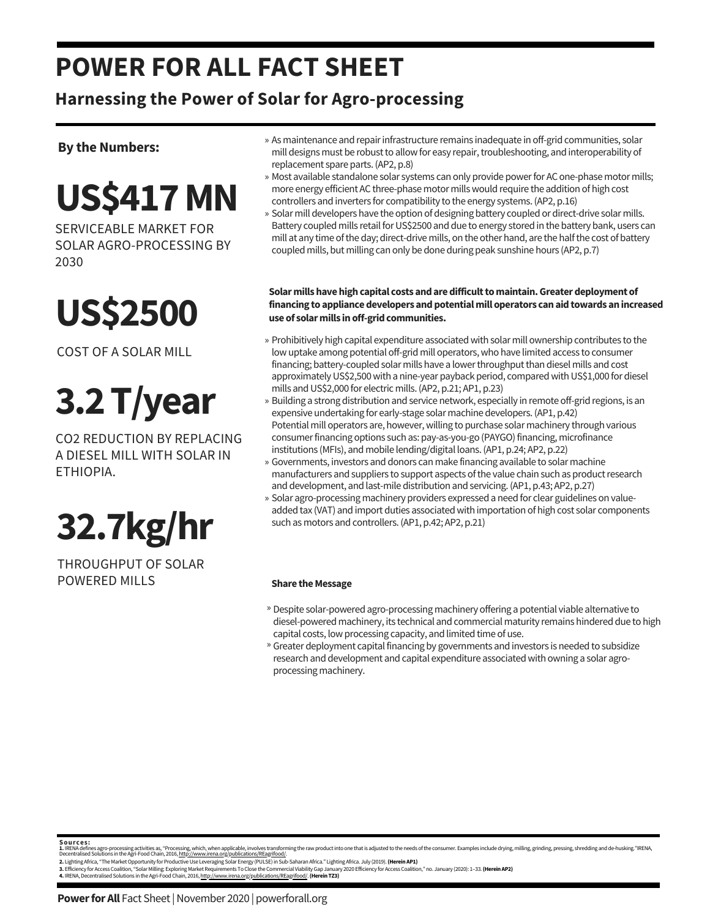# POWER FOR ALL FACT SHEET

## Harnessing the Power of Solar for Agro-processing

**By the Numbers:**

# US$417 MN

SERVICEABLE MARKET FOR SOLAR AGRO-PROCESSING BY 2030

# US$2500

COST OF A SOLAR MILL

# 3.2 T/year

$CO_2$ REDUCTION BY REPLACING A DIESEL MILL WITH SOLAR IN ETHIOPIA.

# 32.7kg/hr

THROUGHPUT OF SOLAR POWERED MILLS

- As maintenance and repair infrastructure remains inadequate in off-grid communities, solar mill designs must be robust to allow for easy repair, troubleshooting, and interoperability of replacement spare parts. (AP2, p.8)
- Most available standalone solar systems can only provide power for AC one-phase motor mills; more energy efficient AC three-phase motor mills would require the addition of high cost controllers and inverters for compatibility to the energy systems. (AP2, p.16)
- Solar mill developers have the option of designing battery coupled or direct-drive solar mills. Battery coupled mills retail for US$2500 and due to energy stored in the battery bank, users can mill at any time of the day; direct-drive mills, on the other hand, are the half the cost of battery coupled mills, but milling can only be done during peak sunshine hours (AP2, p.7)

**Solar mills have high capital costs and are difficult to maintain. Greater deployment of financing to appliance developers and potential mill operators can aid towards an increased use of solar mills in off-grid communities.**

- Prohibitively high capital expenditure associated with solar mill ownership contributes to the low uptake among potential off-grid mill operators, who have limited access to consumer financing; battery-coupled solar mills have a lower throughput than diesel mills and cost approximately US$2,500 with a nine-year payback period, compared with US$1,000 for diesel mills and US$2,000 for electric mills. (AP2, p.21; AP1, p.23)
- Building a strong distribution and service network, especially in remote off-grid regions, is an expensive undertaking for early-stage solar machine developers. (AP1, p.42)
  Potential mill operators are, however, willing to purchase solar machinery through various consumer financing options such as: pay-as-you-go (PAYGO) financing, microfinance institutions (MFIs), and mobile lending/digital loans. (AP1, p.24; AP2, p.22)
- Governments, investors and donors can make financing available to solar machine manufacturers and suppliers to support aspects of the value chain such as product research and development, and last-mile distribution and servicing. (AP1, p.43; AP2, p.27)
- Solar agro-processing machinery providers expressed a need for clear guidelines on value-added tax (VAT) and import duties associated with importation of high cost solar components such as motors and controllers. (AP1, p.42; AP2, p.21)

**Share the Message**

- Despite solar-powered agro-processing machinery offering a potential viable alternative to diesel-powered machinery, its technical and commercial maturity remains hindered due to high capital costs, low processing capacity, and limited time of use.
- Greater deployment capital financing by governments and investors is needed to subsidize research and development and capital expenditure associated with owning a solar agro-processing machinery.

**Sources:**

1. IRENA defines agro-processing activities as, "Processing, which, when applicable, involves transforming the raw product into one that is adjusted to the needs of the consumer. Examples include drying, milling, grinding, pressing, shredding and de-husking." IRENA, Decentralised Solutions in the Agri-Food Chain, 2016, http://www.irena.org/publications/REagrifood/.
2. Lighting Africa, "The Market Opportunity for Productive Use Leveraging Solar Energy (PULSE) in Sub-Saharan Africa." Lighting Africa. July (2019). **(Herein AP1)**
3. Efficiency for Access Coalition, "Solar Milling: Exploring Market Requirements To Close the Commercial Viability Gap January 2020 Efficiency for Access Coalition," no. January (2020): 1–33. **(Herein AP2)**
4. IRENA, Decentralised Solutions in the Agri-Food Chain, 2016, http://www.irena.org/publications/REagrifood/. **(Herein TZ3)**

**Power for All** Fact Sheet | November 2020 | powerforall.org